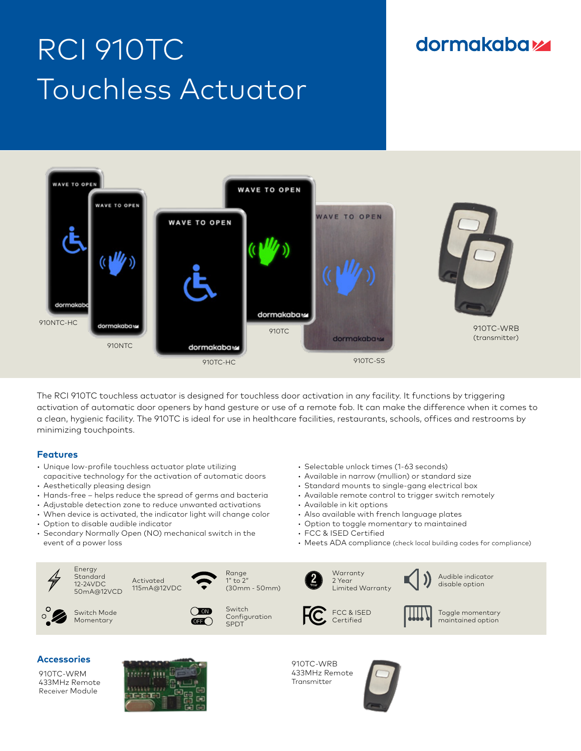# RCI 910TC Touchless Actuator

dormakaba

910NTC-HC

910NTC

910TC-HC

910TC

910TC-SS

910TC-WRB (transmitter)

The RCI 910TC touchless actuator is designed for touchless door activation in any facility. It functions by triggering activation of automatic door openers by hand gesture or use of a remote fob. It can make the difference when it comes to a clean, hygienic facility. The 910TC is ideal for use in healthcare facilities, restaurants, schools, offices and restrooms by minimizing touchpoints.

## Features

- Unique low-profile touchless actuator plate utilizing capacitive technology for the activation of automatic doors
- Aesthetically pleasing design
- Hands-free – helps reduce the spread of germs and bacteria
- Adjustable detection zone to reduce unwanted activations
- When device is activated, the indicator light will change color
- Option to disable audible indicator
- Secondary Normally Open (NO) mechanical switch in the event of a power loss
- Selectable unlock times (1-63 seconds)
- Available in narrow (mullion) or standard size
- Standard mounts to single-gang electrical box
- Available remote control to trigger switch remotely
- Available in kit options
- Also available with french language plates
- Option to toggle momentary to maintained
- FCC & ISED Certified
- Meets ADA compliance (check local building codes for compliance)

Energy Standard 12-24VDC 50mA@12VCD

Activated 115mA@12VDC

Range 1" to 2" (30mm - 50mm)

Warranty 2 Year Limited Warranty

Audible indicator disable option

Switch Mode Momentary

Switch Configuration SPDT

FCC & ISED Certified

Toggle momentary maintained option

## Accessories

910TC-WRM 433MHz Remote Receiver Module

910TC-WRB 433MHz Remote Transmitter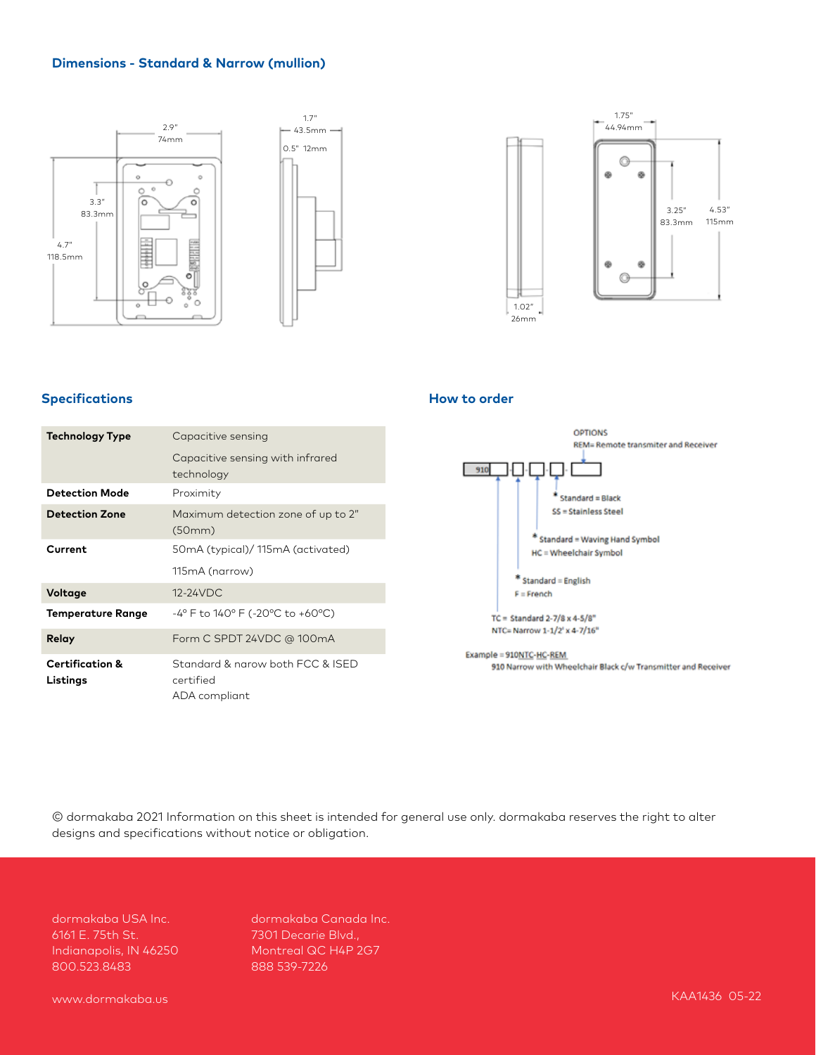## Dimensions - Standard & Narrow (mullion)

2.9"
74mm

3.3"
83.3mm

4.7"
118.5mm

1.7"
43.5mm

0.5" 12mm

1.02"
26mm

1.75"
44.94mm

3.25"
83.3mm

4.53"
115mm

## Specifications

| | |
|---|---|
| **Technology Type** | Capacitive sensing<br>Capacitive sensing with infrared technology |
| **Detection Mode** | Proximity |
| **Detection Zone** | Maximum detection zone of up to 2" (50mm) |
| **Current** | 50mA (typical)/ 115mA (activated)<br>115mA (narrow) |
| **Voltage** | 12-24VDC |
| **Temperature Range** | -4° F to 140° F (-20°C to +60°C) |
| **Relay** | Form C SPDT 24VDC @ 100mA |
| **Certification & Listings** | Standard & narow both FCC & ISED certified<br>ADA compliant |

## How to order

910

OPTIONS
REM= Remote transmiter and Receiver

* Standard = Black
SS = Stainless Steel

* Standard = Waving Hand Symbol
HC = Wheelchair Symbol

* Standard = English
F = French

TC = Standard 2-7/8 x 4-5/8"
NTC= Narrow 1-1/2' x 4-7/16"

Example = 910NTC-HC-REM
910 Narrow with Wheelchair Black c/w Transmitter and Receiver

© dormakaba 2021 Information on this sheet is intended for general use only. dormakaba reserves the right to alter designs and specifications without notice or obligation.

dormakaba USA Inc.
6161 E. 75th St.
Indianapolis, IN 46250
800.523.8483

dormakaba Canada Inc.
7301 Decarie Blvd.,
Montreal QC H4P 2G7
888 539-7226

www.dormakaba.us

KAA1436 05-22